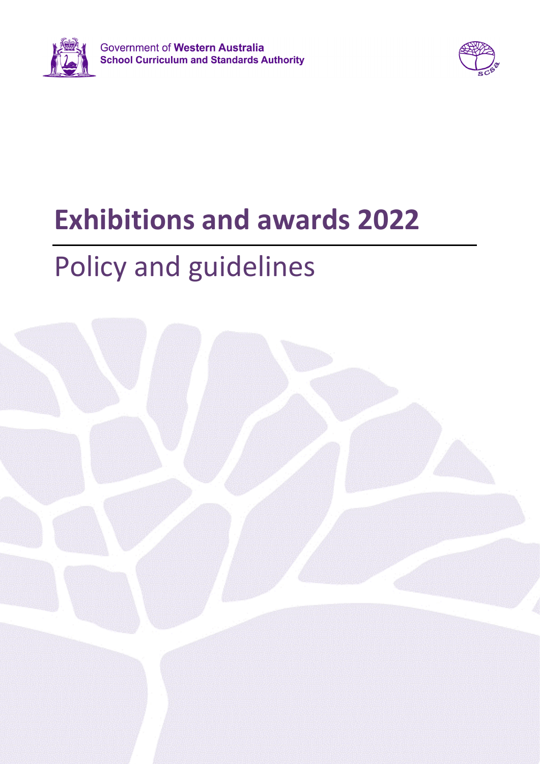Government of **Western Australia**
**School Curriculum and Standards Authority**

# Exhibitions and awards 2022

## Policy and guidelines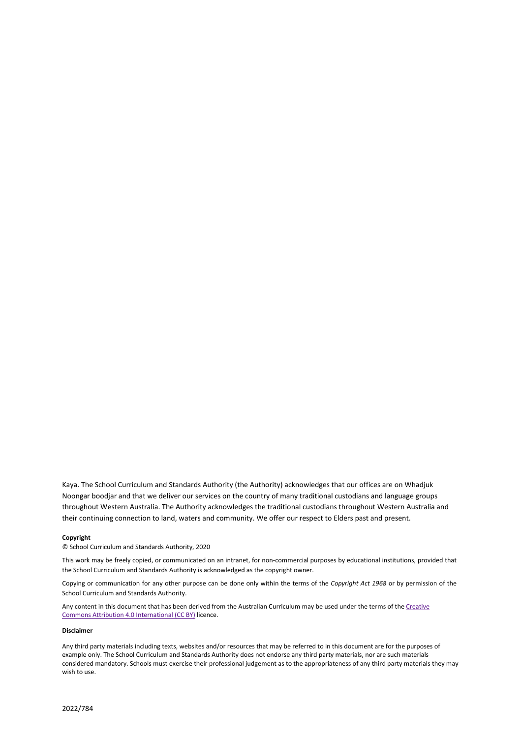Kaya. The School Curriculum and Standards Authority (the Authority) acknowledges that our offices are on Whadjuk Noongar boodjar and that we deliver our services on the country of many traditional custodians and language groups throughout Western Australia. The Authority acknowledges the traditional custodians throughout Western Australia and their continuing connection to land, waters and community. We offer our respect to Elders past and present.

**Copyright**

© School Curriculum and Standards Authority, 2020

This work may be freely copied, or communicated on an intranet, for non-commercial purposes by educational institutions, provided that the School Curriculum and Standards Authority is acknowledged as the copyright owner.

Copying or communication for any other purpose can be done only within the terms of the *Copyright Act 1968* or by permission of the School Curriculum and Standards Authority.

Any content in this document that has been derived from the Australian Curriculum may be used under the terms of the [Creative Commons Attribution 4.0 International (CC BY)](https://creativecommons.org/licenses/by/4.0/) licence.

**Disclaimer**

Any third party materials including texts, websites and/or resources that may be referred to in this document are for the purposes of example only. The School Curriculum and Standards Authority does not endorse any third party materials, nor are such materials considered mandatory. Schools must exercise their professional judgement as to the appropriateness of any third party materials they may wish to use.

2022/784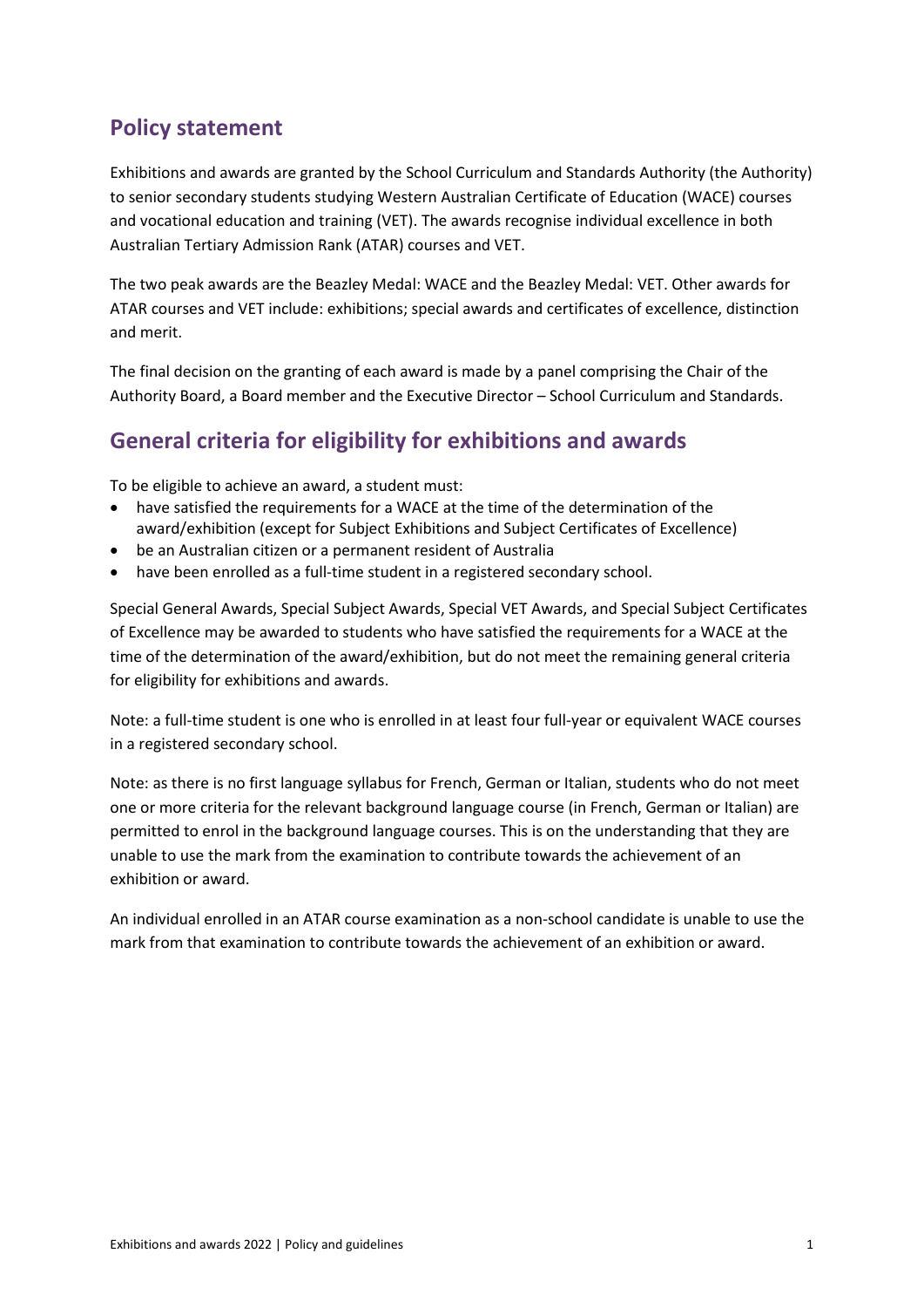## Policy statement

Exhibitions and awards are granted by the School Curriculum and Standards Authority (the Authority) to senior secondary students studying Western Australian Certificate of Education (WACE) courses and vocational education and training (VET). The awards recognise individual excellence in both Australian Tertiary Admission Rank (ATAR) courses and VET.

The two peak awards are the Beazley Medal: WACE and the Beazley Medal: VET. Other awards for ATAR courses and VET include: exhibitions; special awards and certificates of excellence, distinction and merit.

The final decision on the granting of each award is made by a panel comprising the Chair of the Authority Board, a Board member and the Executive Director – School Curriculum and Standards.

## General criteria for eligibility for exhibitions and awards

To be eligible to achieve an award, a student must:

- have satisfied the requirements for a WACE at the time of the determination of the award/exhibition (except for Subject Exhibitions and Subject Certificates of Excellence)
- be an Australian citizen or a permanent resident of Australia
- have been enrolled as a full-time student in a registered secondary school.

Special General Awards, Special Subject Awards, Special VET Awards, and Special Subject Certificates of Excellence may be awarded to students who have satisfied the requirements for a WACE at the time of the determination of the award/exhibition, but do not meet the remaining general criteria for eligibility for exhibitions and awards.

Note: a full-time student is one who is enrolled in at least four full-year or equivalent WACE courses in a registered secondary school.

Note: as there is no first language syllabus for French, German or Italian, students who do not meet one or more criteria for the relevant background language course (in French, German or Italian) are permitted to enrol in the background language courses. This is on the understanding that they are unable to use the mark from the examination to contribute towards the achievement of an exhibition or award.

An individual enrolled in an ATAR course examination as a non-school candidate is unable to use the mark from that examination to contribute towards the achievement of an exhibition or award.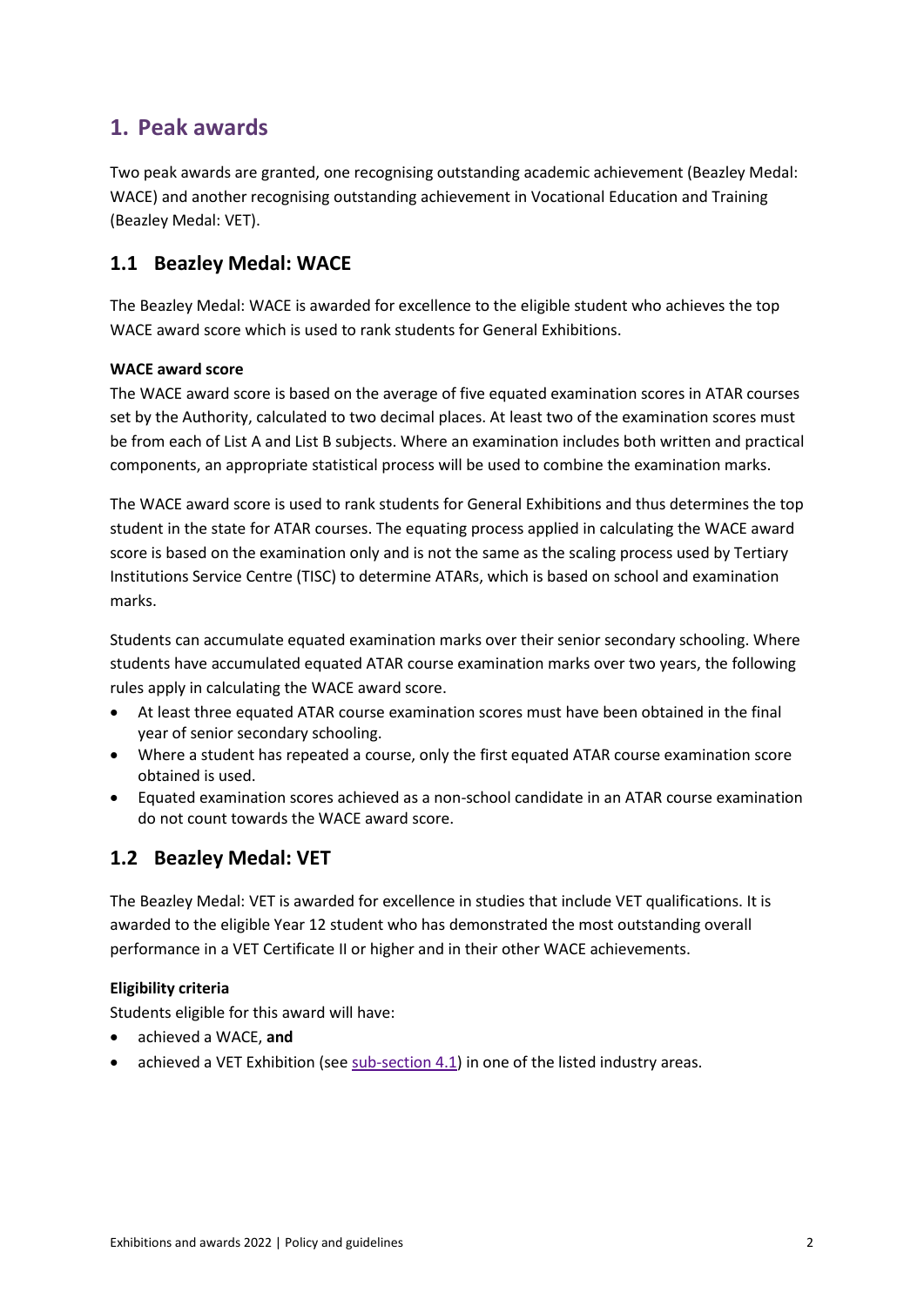# 1. Peak awards

Two peak awards are granted, one recognising outstanding academic achievement (Beazley Medal: WACE) and another recognising outstanding achievement in Vocational Education and Training (Beazley Medal: VET).

## 1.1 Beazley Medal: WACE

The Beazley Medal: WACE is awarded for excellence to the eligible student who achieves the top WACE award score which is used to rank students for General Exhibitions.

**WACE award score**

The WACE award score is based on the average of five equated examination scores in ATAR courses set by the Authority, calculated to two decimal places. At least two of the examination scores must be from each of List A and List B subjects. Where an examination includes both written and practical components, an appropriate statistical process will be used to combine the examination marks.

The WACE award score is used to rank students for General Exhibitions and thus determines the top student in the state for ATAR courses. The equating process applied in calculating the WACE award score is based on the examination only and is not the same as the scaling process used by Tertiary Institutions Service Centre (TISC) to determine ATARs, which is based on school and examination marks.

Students can accumulate equated examination marks over their senior secondary schooling. Where students have accumulated equated ATAR course examination marks over two years, the following rules apply in calculating the WACE award score.

- At least three equated ATAR course examination scores must have been obtained in the final year of senior secondary schooling.
- Where a student has repeated a course, only the first equated ATAR course examination score obtained is used.
- Equated examination scores achieved as a non-school candidate in an ATAR course examination do not count towards the WACE award score.

## 1.2 Beazley Medal: VET

The Beazley Medal: VET is awarded for excellence in studies that include VET qualifications. It is awarded to the eligible Year 12 student who has demonstrated the most outstanding overall performance in a VET Certificate II or higher and in their other WACE achievements.

**Eligibility criteria**

Students eligible for this award will have:

- achieved a WACE, **and**
- achieved a VET Exhibition (see sub-section 4.1) in one of the listed industry areas.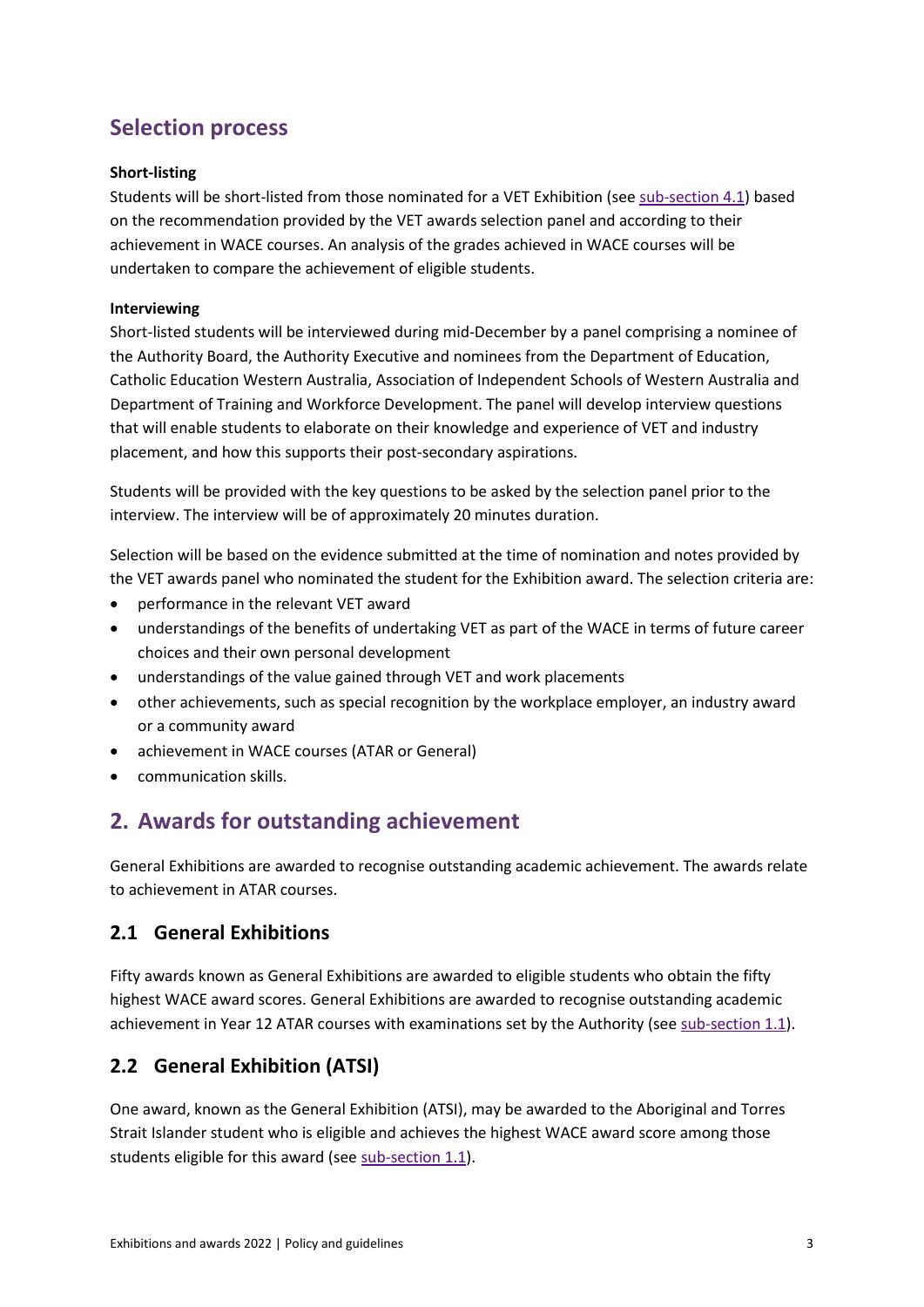## Selection process

**Short-listing**

Students will be short-listed from those nominated for a VET Exhibition (see sub-section 4.1) based on the recommendation provided by the VET awards selection panel and according to their achievement in WACE courses. An analysis of the grades achieved in WACE courses will be undertaken to compare the achievement of eligible students.

**Interviewing**

Short-listed students will be interviewed during mid-December by a panel comprising a nominee of the Authority Board, the Authority Executive and nominees from the Department of Education, Catholic Education Western Australia, Association of Independent Schools of Western Australia and Department of Training and Workforce Development. The panel will develop interview questions that will enable students to elaborate on their knowledge and experience of VET and industry placement, and how this supports their post-secondary aspirations.

Students will be provided with the key questions to be asked by the selection panel prior to the interview. The interview will be of approximately 20 minutes duration.

Selection will be based on the evidence submitted at the time of nomination and notes provided by the VET awards panel who nominated the student for the Exhibition award. The selection criteria are:

- performance in the relevant VET award
- understandings of the benefits of undertaking VET as part of the WACE in terms of future career choices and their own personal development
- understandings of the value gained through VET and work placements
- other achievements, such as special recognition by the workplace employer, an industry award or a community award
- achievement in WACE courses (ATAR or General)
- communication skills.

# 2. Awards for outstanding achievement

General Exhibitions are awarded to recognise outstanding academic achievement. The awards relate to achievement in ATAR courses.

## 2.1 General Exhibitions

Fifty awards known as General Exhibitions are awarded to eligible students who obtain the fifty highest WACE award scores. General Exhibitions are awarded to recognise outstanding academic achievement in Year 12 ATAR courses with examinations set by the Authority (see sub-section 1.1).

## 2.2 General Exhibition (ATSI)

One award, known as the General Exhibition (ATSI), may be awarded to the Aboriginal and Torres Strait Islander student who is eligible and achieves the highest WACE award score among those students eligible for this award (see sub-section 1.1).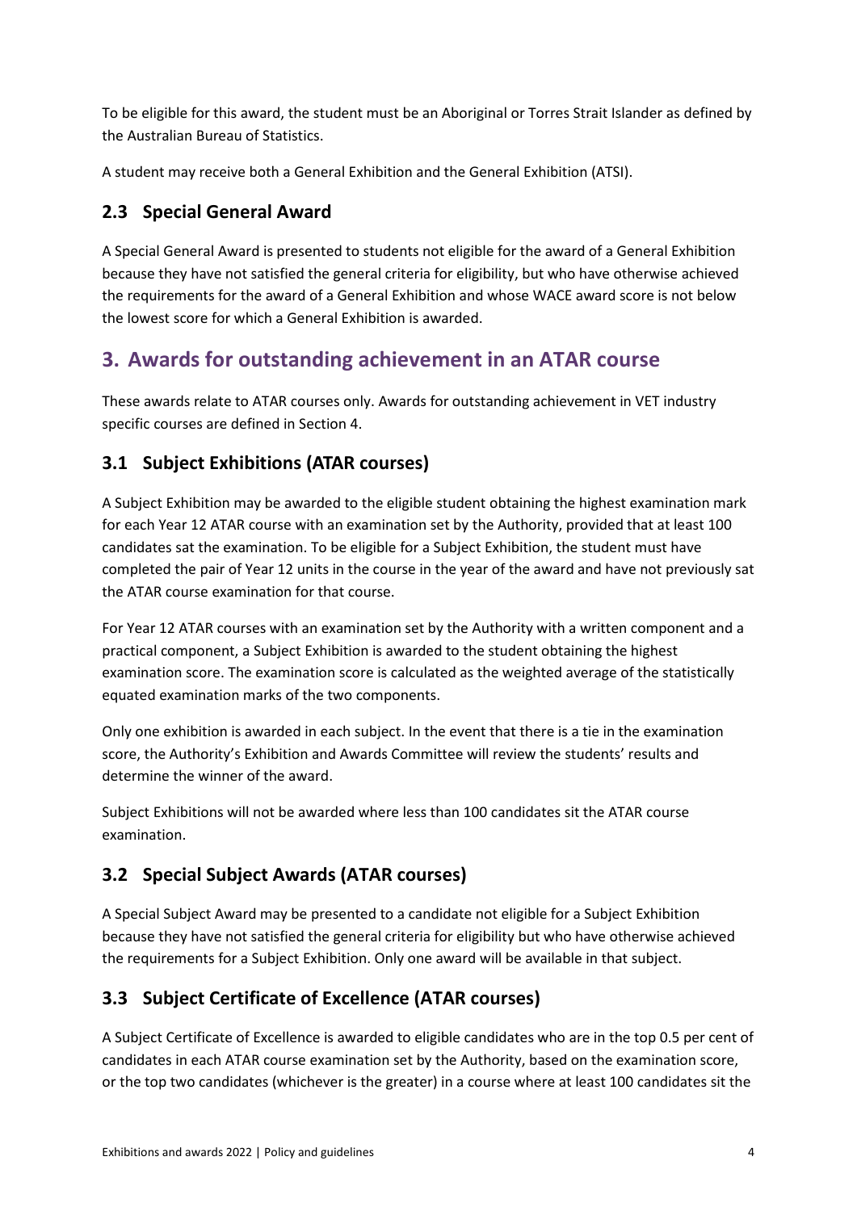To be eligible for this award, the student must be an Aboriginal or Torres Strait Islander as defined by the Australian Bureau of Statistics.

A student may receive both a General Exhibition and the General Exhibition (ATSI).

### 2.3 Special General Award

A Special General Award is presented to students not eligible for the award of a General Exhibition because they have not satisfied the general criteria for eligibility, but who have otherwise achieved the requirements for the award of a General Exhibition and whose WACE award score is not below the lowest score for which a General Exhibition is awarded.

## 3. Awards for outstanding achievement in an ATAR course

These awards relate to ATAR courses only. Awards for outstanding achievement in VET industry specific courses are defined in Section 4.

### 3.1 Subject Exhibitions (ATAR courses)

A Subject Exhibition may be awarded to the eligible student obtaining the highest examination mark for each Year 12 ATAR course with an examination set by the Authority, provided that at least 100 candidates sat the examination. To be eligible for a Subject Exhibition, the student must have completed the pair of Year 12 units in the course in the year of the award and have not previously sat the ATAR course examination for that course.

For Year 12 ATAR courses with an examination set by the Authority with a written component and a practical component, a Subject Exhibition is awarded to the student obtaining the highest examination score. The examination score is calculated as the weighted average of the statistically equated examination marks of the two components.

Only one exhibition is awarded in each subject. In the event that there is a tie in the examination score, the Authority's Exhibition and Awards Committee will review the students' results and determine the winner of the award.

Subject Exhibitions will not be awarded where less than 100 candidates sit the ATAR course examination.

### 3.2 Special Subject Awards (ATAR courses)

A Special Subject Award may be presented to a candidate not eligible for a Subject Exhibition because they have not satisfied the general criteria for eligibility but who have otherwise achieved the requirements for a Subject Exhibition. Only one award will be available in that subject.

### 3.3 Subject Certificate of Excellence (ATAR courses)

A Subject Certificate of Excellence is awarded to eligible candidates who are in the top 0.5 per cent of candidates in each ATAR course examination set by the Authority, based on the examination score, or the top two candidates (whichever is the greater) in a course where at least 100 candidates sit the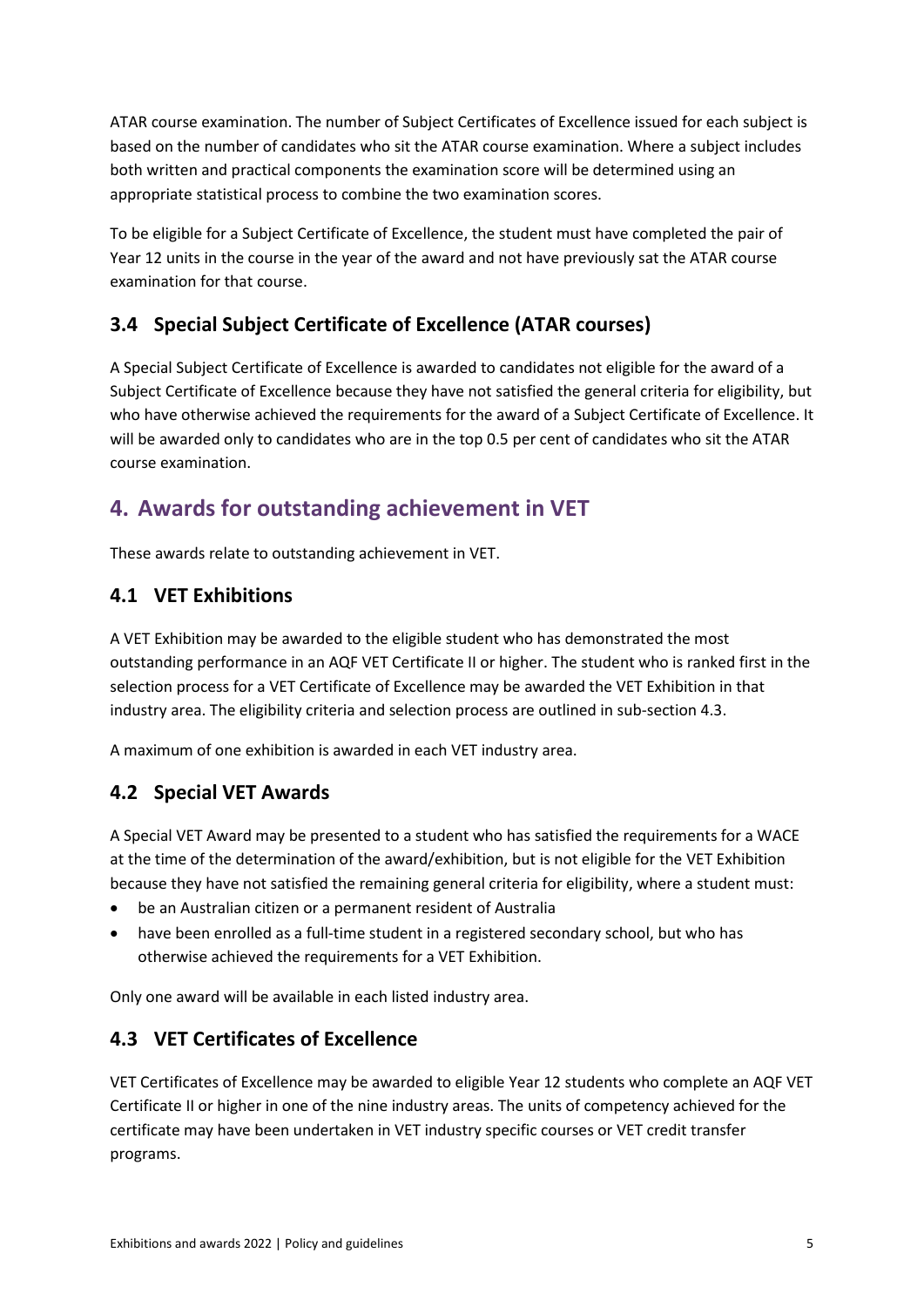ATAR course examination. The number of Subject Certificates of Excellence issued for each subject is based on the number of candidates who sit the ATAR course examination. Where a subject includes both written and practical components the examination score will be determined using an appropriate statistical process to combine the two examination scores.

To be eligible for a Subject Certificate of Excellence, the student must have completed the pair of Year 12 units in the course in the year of the award and not have previously sat the ATAR course examination for that course.

### 3.4 Special Subject Certificate of Excellence (ATAR courses)

A Special Subject Certificate of Excellence is awarded to candidates not eligible for the award of a Subject Certificate of Excellence because they have not satisfied the general criteria for eligibility, but who have otherwise achieved the requirements for the award of a Subject Certificate of Excellence. It will be awarded only to candidates who are in the top 0.5 per cent of candidates who sit the ATAR course examination.

## 4. Awards for outstanding achievement in VET

These awards relate to outstanding achievement in VET.

### 4.1 VET Exhibitions

A VET Exhibition may be awarded to the eligible student who has demonstrated the most outstanding performance in an AQF VET Certificate II or higher. The student who is ranked first in the selection process for a VET Certificate of Excellence may be awarded the VET Exhibition in that industry area. The eligibility criteria and selection process are outlined in sub-section 4.3.

A maximum of one exhibition is awarded in each VET industry area.

### 4.2 Special VET Awards

A Special VET Award may be presented to a student who has satisfied the requirements for a WACE at the time of the determination of the award/exhibition, but is not eligible for the VET Exhibition because they have not satisfied the remaining general criteria for eligibility, where a student must:

- be an Australian citizen or a permanent resident of Australia
- have been enrolled as a full-time student in a registered secondary school, but who has otherwise achieved the requirements for a VET Exhibition.

Only one award will be available in each listed industry area.

### 4.3 VET Certificates of Excellence

VET Certificates of Excellence may be awarded to eligible Year 12 students who complete an AQF VET Certificate II or higher in one of the nine industry areas. The units of competency achieved for the certificate may have been undertaken in VET industry specific courses or VET credit transfer programs.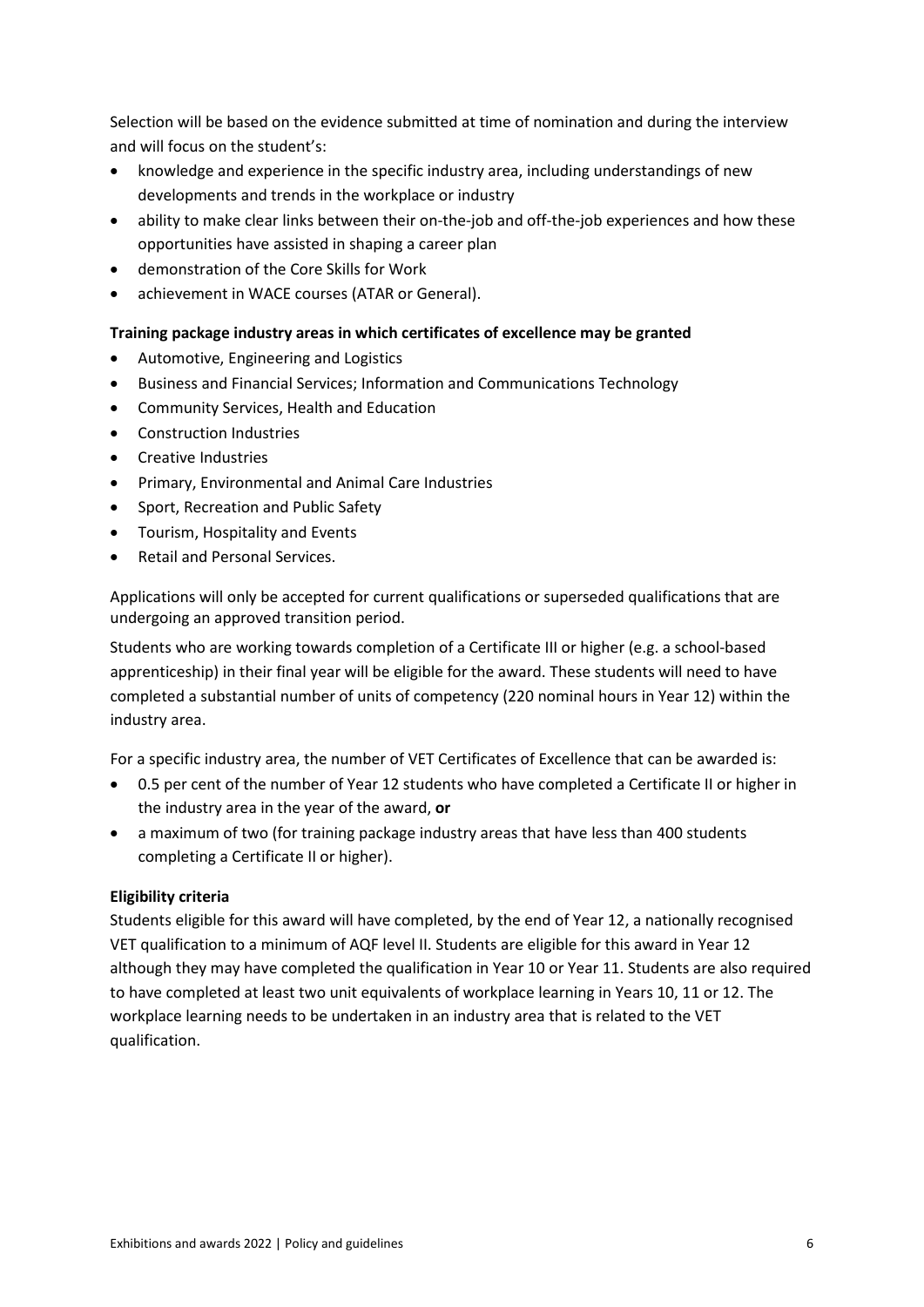Selection will be based on the evidence submitted at time of nomination and during the interview and will focus on the student's:

- knowledge and experience in the specific industry area, including understandings of new developments and trends in the workplace or industry
- ability to make clear links between their on-the-job and off-the-job experiences and how these opportunities have assisted in shaping a career plan
- demonstration of the Core Skills for Work
- achievement in WACE courses (ATAR or General).

**Training package industry areas in which certificates of excellence may be granted**

- Automotive, Engineering and Logistics
- Business and Financial Services; Information and Communications Technology
- Community Services, Health and Education
- Construction Industries
- Creative Industries
- Primary, Environmental and Animal Care Industries
- Sport, Recreation and Public Safety
- Tourism, Hospitality and Events
- Retail and Personal Services.

Applications will only be accepted for current qualifications or superseded qualifications that are undergoing an approved transition period.

Students who are working towards completion of a Certificate III or higher (e.g. a school-based apprenticeship) in their final year will be eligible for the award. These students will need to have completed a substantial number of units of competency (220 nominal hours in Year 12) within the industry area.

For a specific industry area, the number of VET Certificates of Excellence that can be awarded is:

- 0.5 per cent of the number of Year 12 students who have completed a Certificate II or higher in the industry area in the year of the award, **or**
- a maximum of two (for training package industry areas that have less than 400 students completing a Certificate II or higher).

**Eligibility criteria**

Students eligible for this award will have completed, by the end of Year 12, a nationally recognised VET qualification to a minimum of AQF level II. Students are eligible for this award in Year 12 although they may have completed the qualification in Year 10 or Year 11. Students are also required to have completed at least two unit equivalents of workplace learning in Years 10, 11 or 12. The workplace learning needs to be undertaken in an industry area that is related to the VET qualification.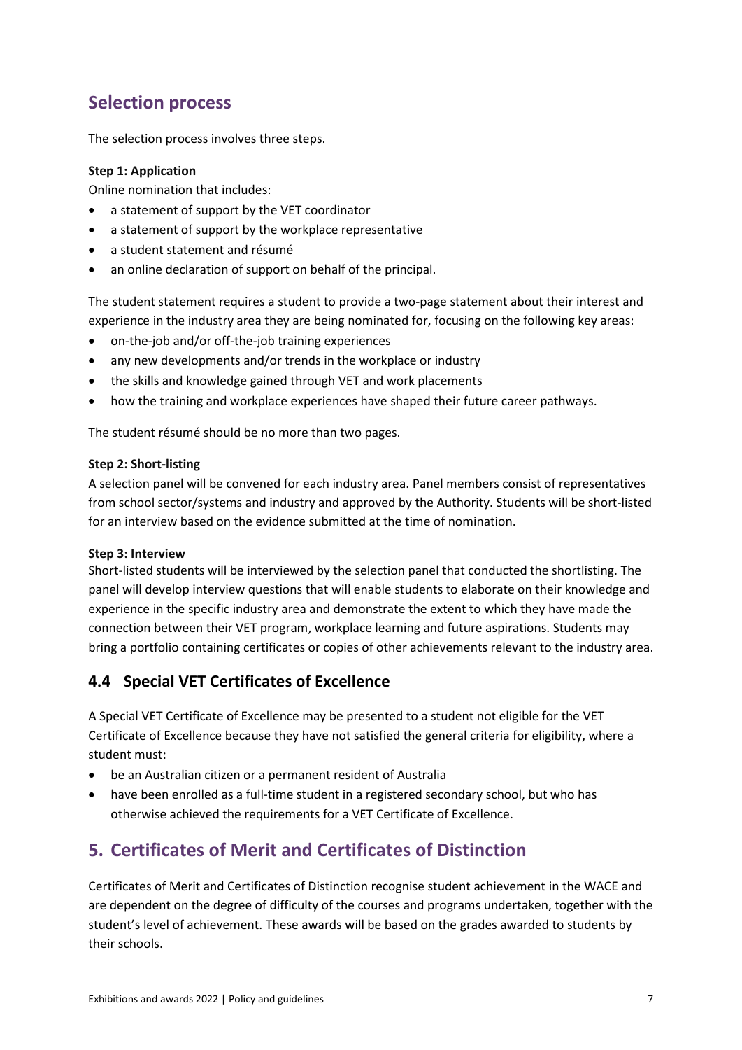## Selection process

The selection process involves three steps.

**Step 1: Application**

Online nomination that includes:

- a statement of support by the VET coordinator
- a statement of support by the workplace representative
- a student statement and résumé
- an online declaration of support on behalf of the principal.

The student statement requires a student to provide a two-page statement about their interest and experience in the industry area they are being nominated for, focusing on the following key areas:

- on-the-job and/or off-the-job training experiences
- any new developments and/or trends in the workplace or industry
- the skills and knowledge gained through VET and work placements
- how the training and workplace experiences have shaped their future career pathways.

The student résumé should be no more than two pages.

**Step 2: Short-listing**

A selection panel will be convened for each industry area. Panel members consist of representatives from school sector/systems and industry and approved by the Authority. Students will be short-listed for an interview based on the evidence submitted at the time of nomination.

**Step 3: Interview**

Short-listed students will be interviewed by the selection panel that conducted the shortlisting. The panel will develop interview questions that will enable students to elaborate on their knowledge and experience in the specific industry area and demonstrate the extent to which they have made the connection between their VET program, workplace learning and future aspirations. Students may bring a portfolio containing certificates or copies of other achievements relevant to the industry area.

### 4.4 Special VET Certificates of Excellence

A Special VET Certificate of Excellence may be presented to a student not eligible for the VET Certificate of Excellence because they have not satisfied the general criteria for eligibility, where a student must:

- be an Australian citizen or a permanent resident of Australia
- have been enrolled as a full-time student in a registered secondary school, but who has otherwise achieved the requirements for a VET Certificate of Excellence.

## 5. Certificates of Merit and Certificates of Distinction

Certificates of Merit and Certificates of Distinction recognise student achievement in the WACE and are dependent on the degree of difficulty of the courses and programs undertaken, together with the student's level of achievement. These awards will be based on the grades awarded to students by their schools.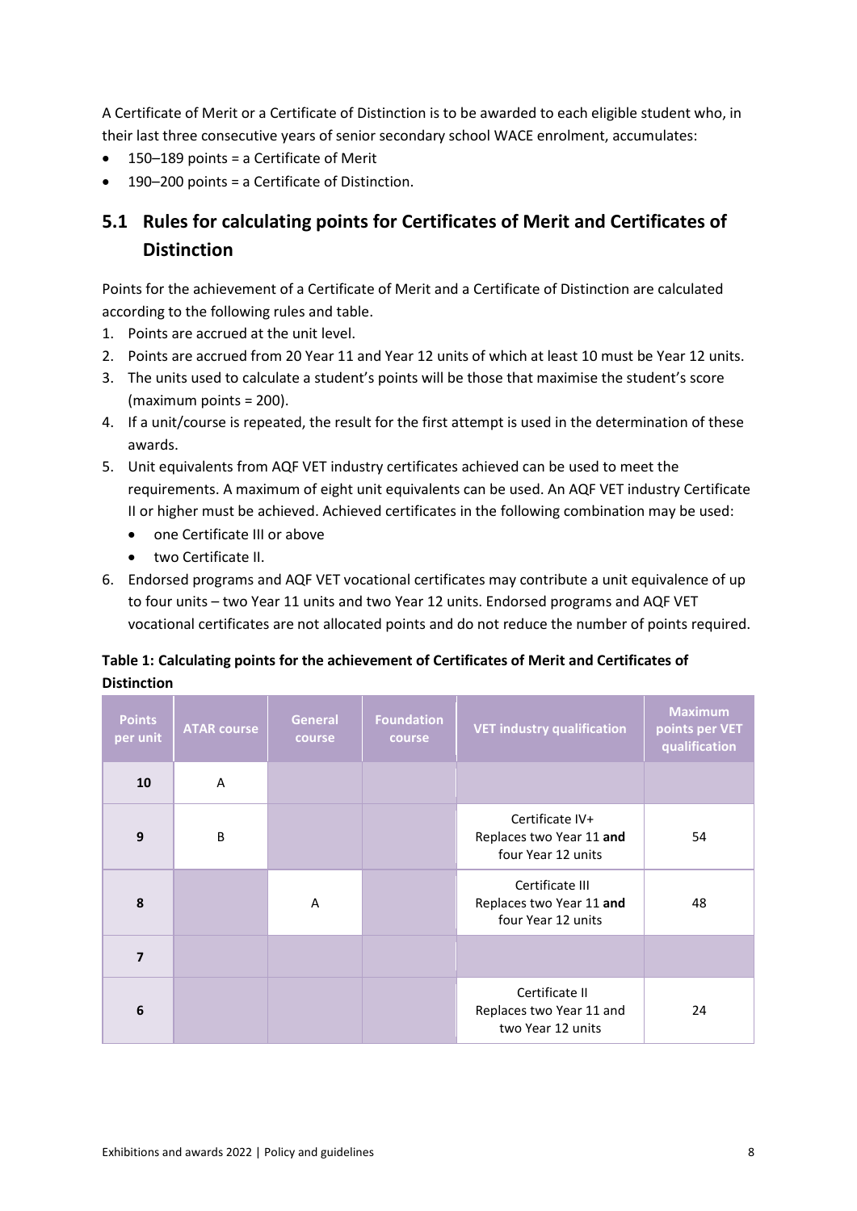A Certificate of Merit or a Certificate of Distinction is to be awarded to each eligible student who, in their last three consecutive years of senior secondary school WACE enrolment, accumulates:

- 150–189 points = a Certificate of Merit
- 190–200 points = a Certificate of Distinction.

## 5.1 Rules for calculating points for Certificates of Merit and Certificates of Distinction

Points for the achievement of a Certificate of Merit and a Certificate of Distinction are calculated according to the following rules and table.

1. Points are accrued at the unit level.
2. Points are accrued from 20 Year 11 and Year 12 units of which at least 10 must be Year 12 units.
3. The units used to calculate a student's points will be those that maximise the student's score (maximum points = 200).
4. If a unit/course is repeated, the result for the first attempt is used in the determination of these awards.
5. Unit equivalents from AQF VET industry certificates achieved can be used to meet the requirements. A maximum of eight unit equivalents can be used. An AQF VET industry Certificate II or higher must be achieved. Achieved certificates in the following combination may be used:
   - one Certificate III or above
   - two Certificate II.
6. Endorsed programs and AQF VET vocational certificates may contribute a unit equivalence of up to four units – two Year 11 units and two Year 12 units. Endorsed programs and AQF VET vocational certificates are not allocated points and do not reduce the number of points required.

**Table 1: Calculating points for the achievement of Certificates of Merit and Certificates of Distinction**

| Points per unit | ATAR course | General course | Foundation course | VET industry qualification | Maximum points per VET qualification |
|---|---|---|---|---|---|
| **10** | A | | | | |
| **9** | B | | | Certificate IV+ Replaces two Year 11 **and** four Year 12 units | 54 |
| **8** | | A | | Certificate III Replaces two Year 11 **and** four Year 12 units | 48 |
| **7** | | | | | |
| **6** | | | | Certificate II Replaces two Year 11 and two Year 12 units | 24 |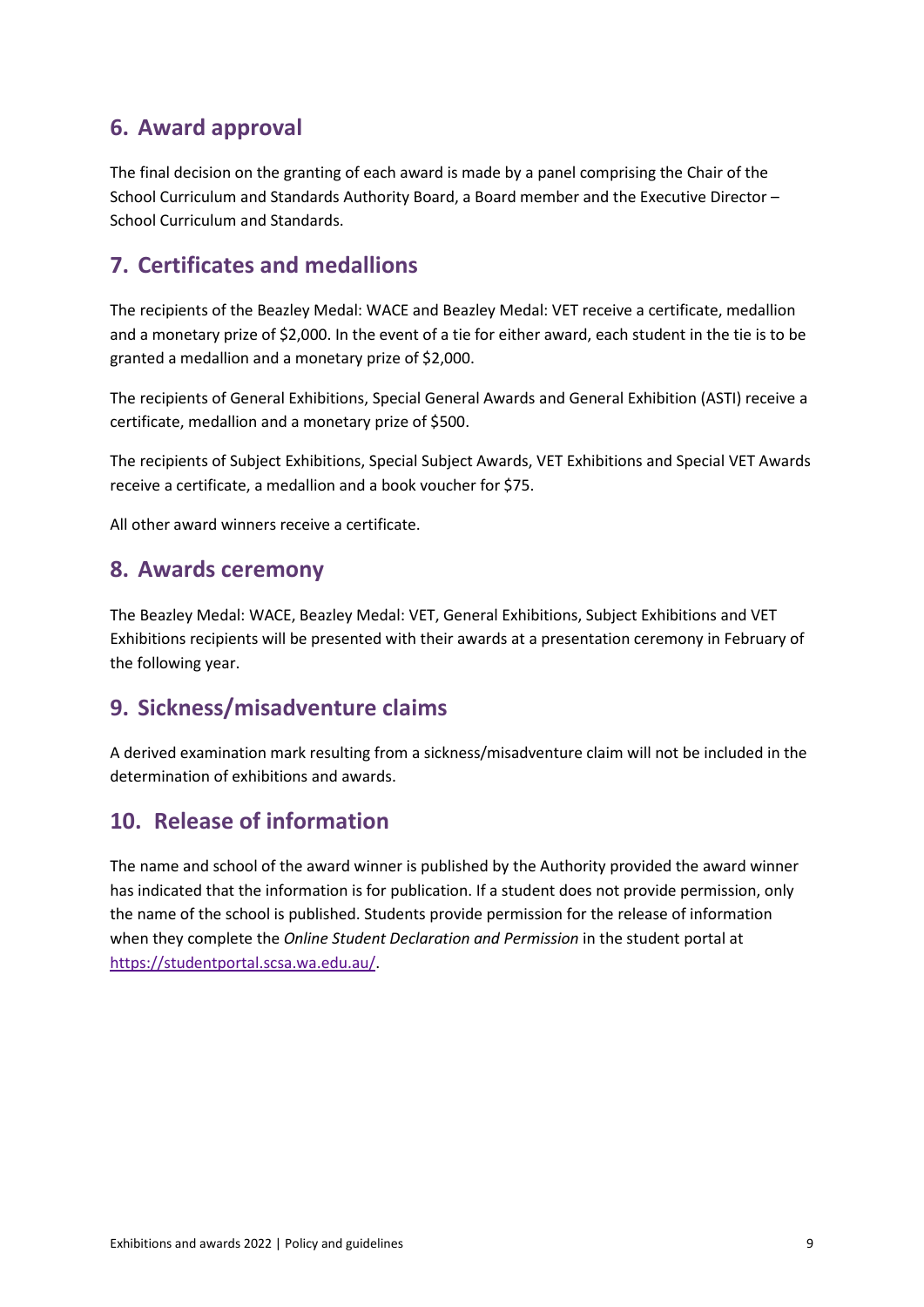## 6. Award approval

The final decision on the granting of each award is made by a panel comprising the Chair of the School Curriculum and Standards Authority Board, a Board member and the Executive Director – School Curriculum and Standards.

## 7. Certificates and medallions

The recipients of the Beazley Medal: WACE and Beazley Medal: VET receive a certificate, medallion and a monetary prize of $2,000. In the event of a tie for either award, each student in the tie is to be granted a medallion and a monetary prize of $2,000.

The recipients of General Exhibitions, Special General Awards and General Exhibition (ASTI) receive a certificate, medallion and a monetary prize of $500.

The recipients of Subject Exhibitions, Special Subject Awards, VET Exhibitions and Special VET Awards receive a certificate, a medallion and a book voucher for $75.

All other award winners receive a certificate.

## 8. Awards ceremony

The Beazley Medal: WACE, Beazley Medal: VET, General Exhibitions, Subject Exhibitions and VET Exhibitions recipients will be presented with their awards at a presentation ceremony in February of the following year.

## 9. Sickness/misadventure claims

A derived examination mark resulting from a sickness/misadventure claim will not be included in the determination of exhibitions and awards.

## 10. Release of information

The name and school of the award winner is published by the Authority provided the award winner has indicated that the information is for publication. If a student does not provide permission, only the name of the school is published. Students provide permission for the release of information when they complete the *Online Student Declaration and Permission* in the student portal at https://studentportal.scsa.wa.edu.au/.